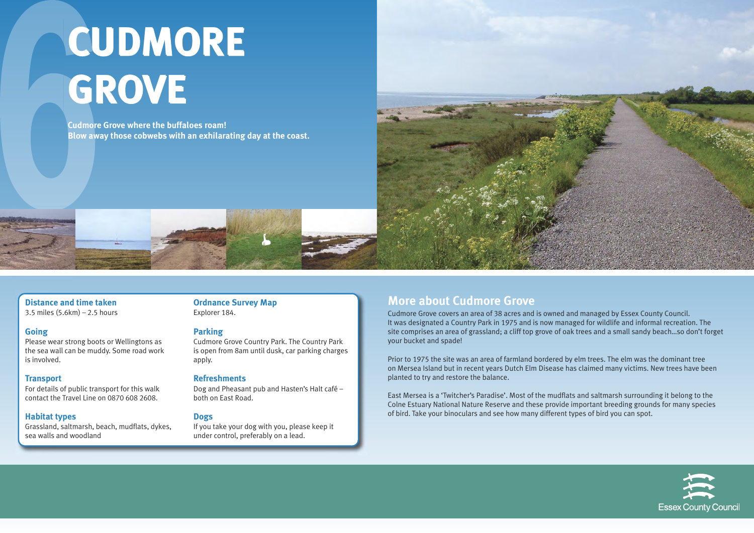# CUDMORE GROVE

**Cudmore Grove where the buffaloes roam!**
**Blow away those cobwebs with an exhilarating day at the coast.**

### Distance and time taken

3.5 miles (5.6km) – 2.5 hours

### Going

Please wear strong boots or Wellingtons as the sea wall can be muddy. Some road work is involved.

### Transport

For details of public transport for this walk contact the Travel Line on 0870 608 2608.

### Habitat types

Grassland, saltmarsh, beach, mudflats, dykes, sea walls and woodland

### Ordnance Survey Map

Explorer 184.

### Parking

Cudmore Grove Country Park. The Country Park is open from 8am until dusk, car parking charges apply.

### Refreshments

Dog and Pheasant pub and Hasten's Halt café – both on East Road.

### Dogs

If you take your dog with you, please keep it under control, preferably on a lead.

## More about Cudmore Grove

Cudmore Grove covers an area of 38 acres and is owned and managed by Essex County Council. It was designated a Country Park in 1975 and is now managed for wildlife and informal recreation. The site comprises an area of grassland; a cliff top grove of oak trees and a small sandy beach...so don't forget your bucket and spade!

Prior to 1975 the site was an area of farmland bordered by elm trees. The elm was the dominant tree on Mersea Island but in recent years Dutch Elm Disease has claimed many victims. New trees have been planted to try and restore the balance.

East Mersea is a 'Twitcher's Paradise'. Most of the mudflats and saltmarsh surrounding it belong to the Colne Estuary National Nature Reserve and these provide important breeding grounds for many species of bird. Take your binoculars and see how many different types of bird you can spot.

Essex County Council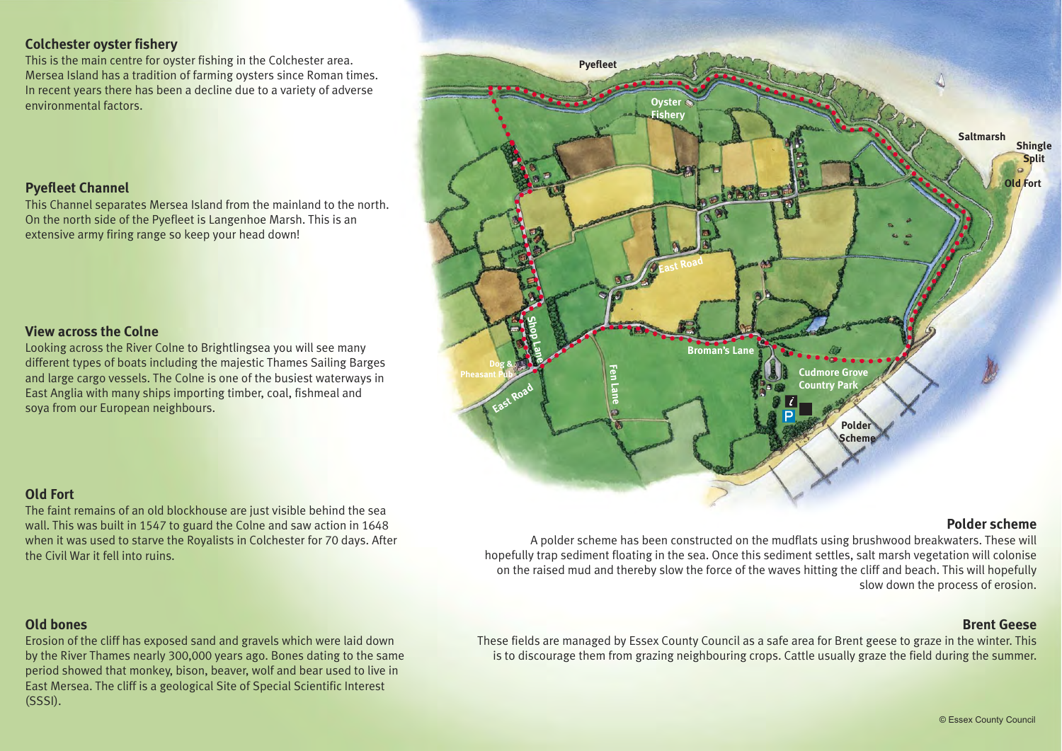## Colchester oyster fishery

This is the main centre for oyster fishing in the Colchester area. Mersea Island has a tradition of farming oysters since Roman times. In recent years there has been a decline due to a variety of adverse environmental factors.

## Pyefleet Channel

This Channel separates Mersea Island from the mainland to the north. On the north side of the Pyefleet is Langenhoe Marsh. This is an extensive army firing range so keep your head down!

## View across the Colne

Looking across the River Colne to Brightlingsea you will see many different types of boats including the majestic Thames Sailing Barges and large cargo vessels. The Colne is one of the busiest waterways in East Anglia with many ships importing timber, coal, fishmeal and soya from our European neighbours.

## Old Fort

The faint remains of an old blockhouse are just visible behind the sea wall. This was built in 1547 to guard the Colne and saw action in 1648 when it was used to starve the Royalists in Colchester for 70 days. After the Civil War it fell into ruins.

## Old bones

Erosion of the cliff has exposed sand and gravels which were laid down by the River Thames nearly 300,000 years ago. Bones dating to the same period showed that monkey, bison, beaver, wolf and bear used to live in East Mersea. The cliff is a geological Site of Special Scientific Interest (SSSI).

Pyefleet

Oyster Fishery

Saltmarsh

Shingle Split

Old Fort

East Road

Shop Lane

Dog & Pheasant Pub

East Road

Fen Lane

Broman's Lane

Cudmore Grove Country Park

Polder Scheme

## Polder scheme

A polder scheme has been constructed on the mudflats using brushwood breakwaters. These will hopefully trap sediment floating in the sea. Once this sediment settles, salt marsh vegetation will colonise on the raised mud and thereby slow the force of the waves hitting the cliff and beach. This will hopefully slow down the process of erosion.

## Brent Geese

These fields are managed by Essex County Council as a safe area for Brent geese to graze in the winter. This is to discourage them from grazing neighbouring crops. Cattle usually graze the field during the summer.

© Essex County Council